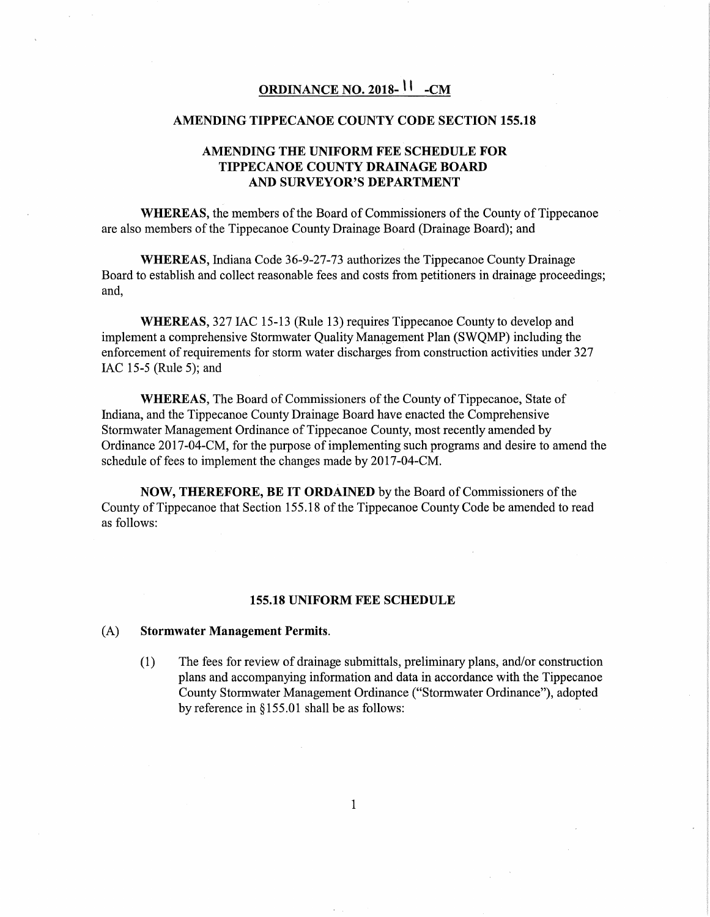# ORDINANCE NO. 2018- 11 -CM

## AMENDING TIPPECANOE COUNTY CODE SECTION 155.18

## AMENDING THE UNIFORM FEE SCHEDULE FOR TIPPECANOE COUNTY DRAINAGE BOARD AND SURVEYOR'S DEPARTMENT

**WHEREAS,** the members of the Board of Commissioners of the County of Tippecanoe are also members of the Tippecanoe County Drainage Board (Drainage Board); and

**WHEREAS,** Indiana Code 36-9-27-73 authorizes the Tippecanoe County Drainage Board to establish and collect reasonable fees and costs from petitioners in drainage proceedings; and,

**WHEREAS,** 327 IAC 15-13 (Rule 13) requires Tippecanoe County to develop and implement a comprehensive Stormwater Quality Management Plan (SWQMP) including the enforcement of requirements for storm water discharges from construction activities under 327 IAC 15-5 (Rule 5); and

**WHEREAS,** The Board of Commissioners of the County of Tippecanoe, State of Indiana, and the Tippecanoe County Drainage Board have enacted the Comprehensive Stormwater Management Ordinance of Tippecanoe County, most recently amended by Ordinance 2017-04-CM, for the purpose of implementing such programs and desire to amend the schedule of fees to implement the changes made by 2017-04-CM.

**NOW, THEREFORE, BE IT ORDAINED** by the Board of Commissioners of the County of Tippecanoe that Section 155.18 of the Tippecanoe County Code be amended to read as follows:

## 155.18 UNIFORM FEE SCHEDULE

(A) **Stormwater Management Permits.**

(1) The fees for review of drainage submittals, preliminary plans, and/or construction plans and accompanying information and data in accordance with the Tippecanoe County Stormwater Management Ordinance ("Stormwater Ordinance"), adopted by reference in §155.01 shall be as follows: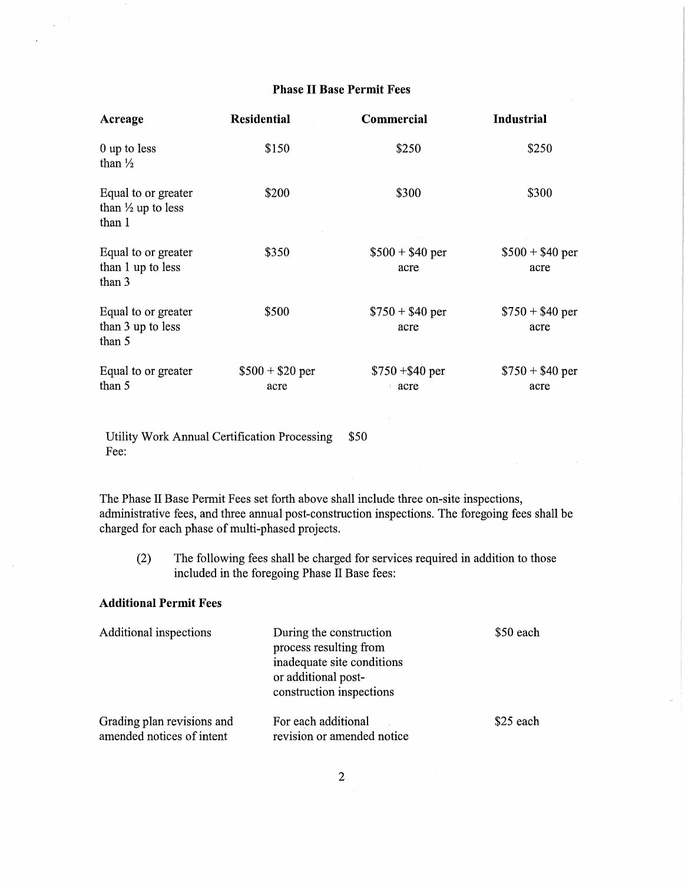**Phase II Base Permit Fees**

| Acreage | Residential | Commercial | Industrial |
|---|---|---|---|
| 0 up to less than ½ | $150 | $250 | $250 |
| Equal to or greater than ½ up to less than 1 | $200 | $300 | $300 |
| Equal to or greater than 1 up to less than 3 | $350 | $500 + $40 per acre | $500 + $40 per acre |
| Equal to or greater than 3 up to less than 5 | $500 | $750 + $40 per acre | $750 + $40 per acre |
| Equal to or greater than 5 | $500 + $20 per acre | $750 +$40 per acre | $750 + $40 per acre |

Utility Work Annual Certification Processing Fee: $50

The Phase II Base Permit Fees set forth above shall include three on-site inspections, administrative fees, and three annual post-construction inspections. The foregoing fees shall be charged for each phase of multi-phased projects.

(2) The following fees shall be charged for services required in addition to those included in the foregoing Phase II Base fees:

**Additional Permit Fees**

| | | |
|---|---|---|
| Additional inspections | During the construction process resulting from inadequate site conditions or additional post-construction inspections | $50 each |
| Grading plan revisions and amended notices of intent | For each additional revision or amended notice | $25 each |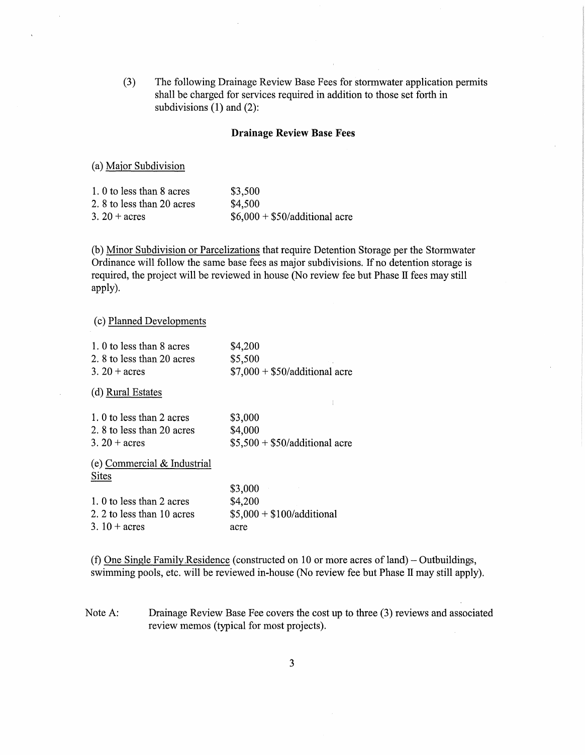(3) The following Drainage Review Base Fees for stormwater application permits shall be charged for services required in addition to those set forth in subdivisions (1) and (2):

**Drainage Review Base Fees**

(a) Major Subdivision

| | |
|---|---|
| 1. 0 to less than 8 acres | $3,500 |
| 2. 8 to less than 20 acres | $4,500 |
| 3. 20 + acres | $6,000 + $50/additional acre |

(b) Minor Subdivision or Parcelizations that require Detention Storage per the Stormwater Ordinance will follow the same base fees as major subdivisions. If no detention storage is required, the project will be reviewed in house (No review fee but Phase II fees may still apply).

(c) Planned Developments

| | |
|---|---|
| 1. 0 to less than 8 acres | $4,200 |
| 2. 8 to less than 20 acres | $5,500 |
| 3. 20 + acres | $7,000 + $50/additional acre |

(d) Rural Estates

| | |
|---|---|
| 1. 0 to less than 2 acres | $3,000 |
| 2. 8 to less than 20 acres | $4,000 |
| 3. 20 + acres | $5,500 + $50/additional acre |

(e) Commercial & Industrial Sites

| | |
|---|---|
| | $3,000 |
| 1. 0 to less than 2 acres | $4,200 |
| 2. 2 to less than 10 acres | $5,000 + $100/additional acre |
| 3. 10 + acres | |

(f) One Single Family.Residence (constructed on 10 or more acres of land) – Outbuildings, swimming pools, etc. will be reviewed in-house (No review fee but Phase II may still apply).

Note A: Drainage Review Base Fee covers the cost up to three (3) reviews and associated review memos (typical for most projects).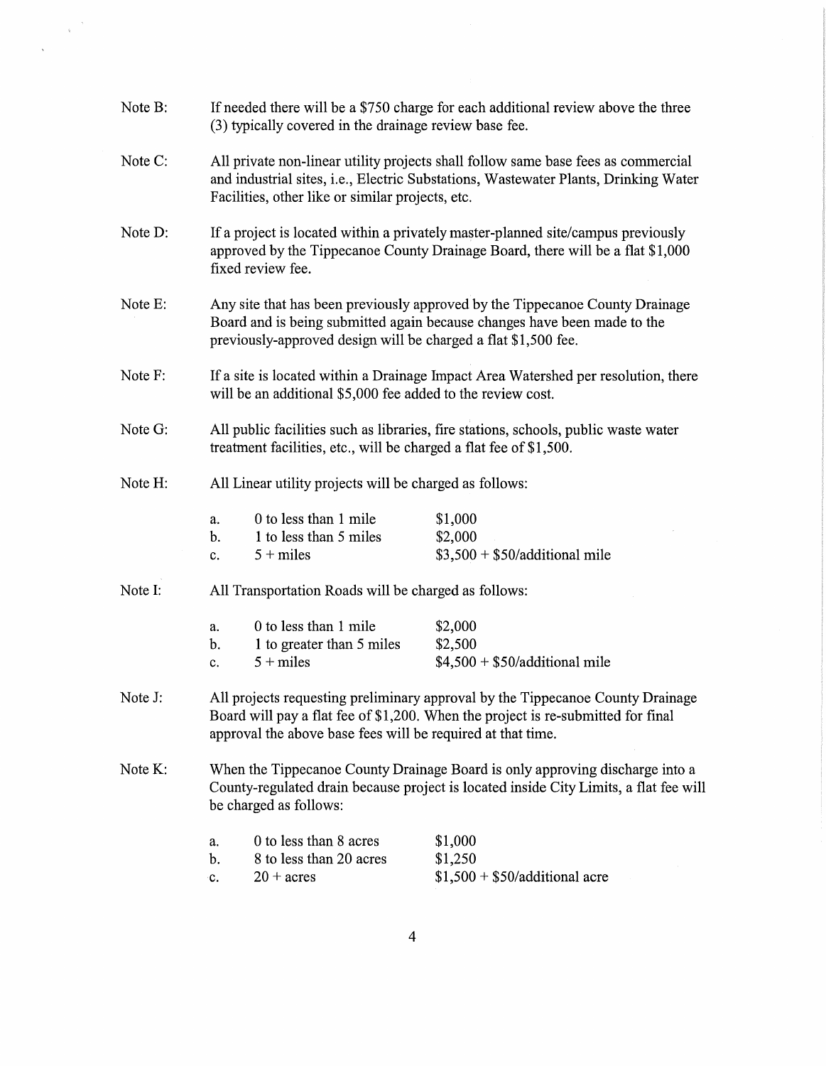Note B: If needed there will be a $750 charge for each additional review above the three (3) typically covered in the drainage review base fee.

Note C: All private non-linear utility projects shall follow same base fees as commercial and industrial sites, i.e., Electric Substations, Wastewater Plants, Drinking Water Facilities, other like or similar projects, etc.

Note D: If a project is located within a privately master-planned site/campus previously approved by the Tippecanoe County Drainage Board, there will be a flat $1,000 fixed review fee.

Note E: Any site that has been previously approved by the Tippecanoe County Drainage Board and is being submitted again because changes have been made to the previously-approved design will be charged a flat $1,500 fee.

Note F: If a site is located within a Drainage Impact Area Watershed per resolution, there will be an additional $5,000 fee added to the review cost.

Note G: All public facilities such as libraries, fire stations, schools, public waste water treatment facilities, etc., will be charged a flat fee of $1,500.

Note H: All Linear utility projects will be charged as follows:

| | | |
|---|---|---|
| a. | 0 to less than 1 mile | $1,000 |
| b. | 1 to less than 5 miles | $2,000 |
| c. | 5 + miles | $3,500 + $50/additional mile |

Note I: All Transportation Roads will be charged as follows:

| | | |
|---|---|---|
| a. | 0 to less than 1 mile | $2,000 |
| b. | 1 to greater than 5 miles | $2,500 |
| c. | 5 + miles | $4,500 + $50/additional mile |

Note J: All projects requesting preliminary approval by the Tippecanoe County Drainage Board will pay a flat fee of $1,200. When the project is re-submitted for final approval the above base fees will be required at that time.

Note K: When the Tippecanoe County Drainage Board is only approving discharge into a County-regulated drain because project is located inside City Limits, a flat fee will be charged as follows:

| | | |
|---|---|---|
| a. | 0 to less than 8 acres | $1,000 |
| b. | 8 to less than 20 acres | $1,250 |
| c. | 20 + acres | $1,500 + $50/additional acre |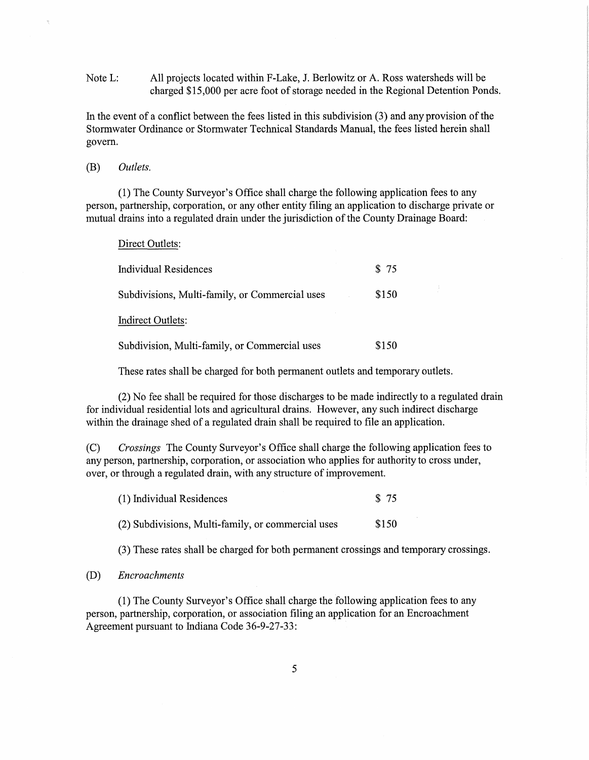Note L: All projects located within F-Lake, J. Berlowitz or A. Ross watersheds will be charged $15,000 per acre foot of storage needed in the Regional Detention Ponds.

In the event of a conflict between the fees listed in this subdivision (3) and any provision of the Stormwater Ordinance or Stormwater Technical Standards Manual, the fees listed herein shall govern.

(B) *Outlets.*

(1) The County Surveyor's Office shall charge the following application fees to any person, partnership, corporation, or any other entity filing an application to discharge private or mutual drains into a regulated drain under the jurisdiction of the County Drainage Board:

<u>Direct Outlets</u>:

| | |
|---|---|
| Individual Residences | $ 75 |
| Subdivisions, Multi-family, or Commercial uses | $150 |

<u>Indirect Outlets</u>:

| | |
|---|---|
| Subdivision, Multi-family, or Commercial uses | $150 |

These rates shall be charged for both permanent outlets and temporary outlets.

(2) No fee shall be required for those discharges to be made indirectly to a regulated drain for individual residential lots and agricultural drains. However, any such indirect discharge within the drainage shed of a regulated drain shall be required to file an application.

(C) *Crossings* The County Surveyor's Office shall charge the following application fees to any person, partnership, corporation, or association who applies for authority to cross under, over, or through a regulated drain, with any structure of improvement.

| | |
|---|---|
| (1) Individual Residences | $ 75 |
| (2) Subdivisions, Multi-family, or commercial uses | $150 |

(3) These rates shall be charged for both permanent crossings and temporary crossings.

(D) *Encroachments*

(1) The County Surveyor's Office shall charge the following application fees to any person, partnership, corporation, or association filing an application for an Encroachment Agreement pursuant to Indiana Code 36-9-27-33: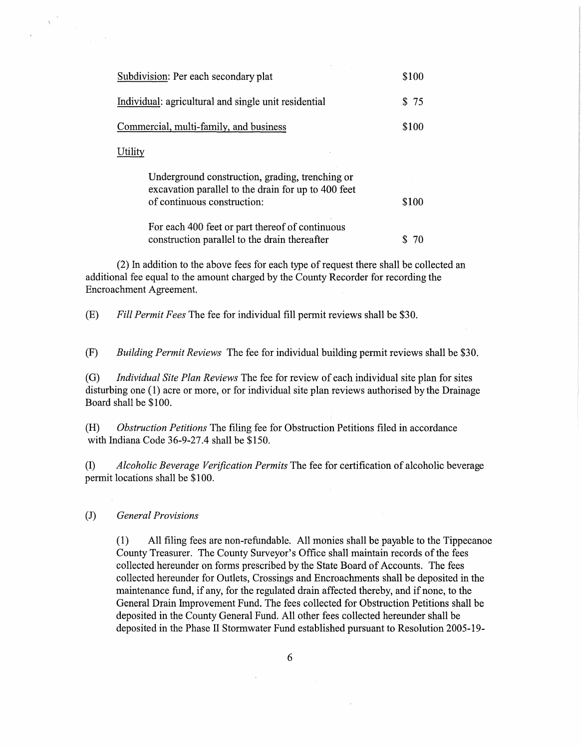| | |
|---|---|
| <u>Subdivision</u>: Per each secondary plat | $100 |
| <u>Individual</u>: agricultural and single unit residential | $ 75 |
| <u>Commercial, multi-family, and business</u> | $100 |
| <u>Utility</u> | |
| Underground construction, grading, trenching or excavation parallel to the drain for up to 400 feet of continuous construction: | $100 |
| For each 400 feet or part thereof of continuous construction parallel to the drain thereafter | $ 70 |

(2) In addition to the above fees for each type of request there shall be collected an additional fee equal to the amount charged by the County Recorder for recording the Encroachment Agreement.

(E) *Fill Permit Fees* The fee for individual fill permit reviews shall be $30.

(F) *Building Permit Reviews* The fee for individual building permit reviews shall be $30.

(G) *Individual Site Plan Reviews* The fee for review of each individual site plan for sites disturbing one (1) acre or more, or for individual site plan reviews authorised by the Drainage Board shall be $100.

(H) *Obstruction Petitions* The filing fee for Obstruction Petitions filed in accordance with Indiana Code 36-9-27.4 shall be $150.

(I) *Alcoholic Beverage Verification Permits* The fee for certification of alcoholic beverage permit locations shall be $100.

(J) *General Provisions*

(1) All filing fees are non-refundable. All monies shall be payable to the Tippecanoe County Treasurer. The County Surveyor's Office shall maintain records of the fees collected hereunder on forms prescribed by the State Board of Accounts. The fees collected hereunder for Outlets, Crossings and Encroachments shall be deposited in the maintenance fund, if any, for the regulated drain affected thereby, and if none, to the General Drain Improvement Fund. The fees collected for Obstruction Petitions shall be deposited in the County General Fund. All other fees collected hereunder shall be deposited in the Phase II Stormwater Fund established pursuant to Resolution 2005-19-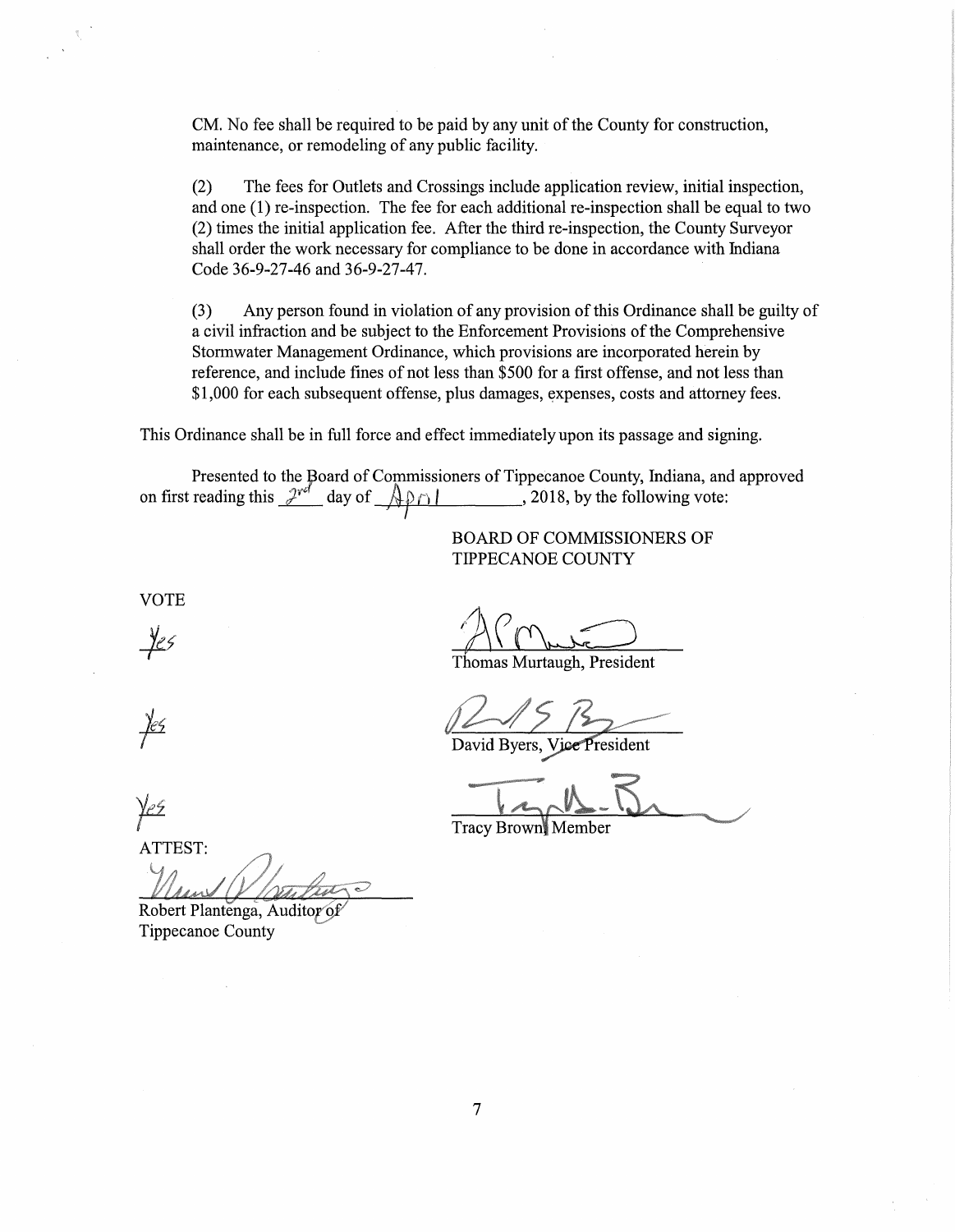CM. No fee shall be required to be paid by any unit of the County for construction, maintenance, or remodeling of any public facility.

(2) The fees for Outlets and Crossings include application review, initial inspection, and one (1) re-inspection. The fee for each additional re-inspection shall be equal to two (2) times the initial application fee. After the third re-inspection, the County Surveyor shall order the work necessary for compliance to be done in accordance with Indiana Code 36-9-27-46 and 36-9-27-47.

(3) Any person found in violation of any provision of this Ordinance shall be guilty of a civil infraction and be subject to the Enforcement Provisions of the Comprehensive Stormwater Management Ordinance, which provisions are incorporated herein by reference, and include fines of not less than $500 for a first offense, and not less than $1,000 for each subsequent offense, plus damages, expenses, costs and attorney fees.

This Ordinance shall be in full force and effect immediately upon its passage and signing.

Presented to the Board of Commissioners of Tippecanoe County, Indiana, and approved on first reading this 2nd day of April, 2018, by the following vote:

BOARD OF COMMISSIONERS OF TIPPECANOE COUNTY

VOTE

Yes — Thomas Murtaugh, President

Yes — David Byers, Vice President

Yes — Tracy Brown, Member

ATTEST:

Robert Plantenga, Auditor of Tippecanoe County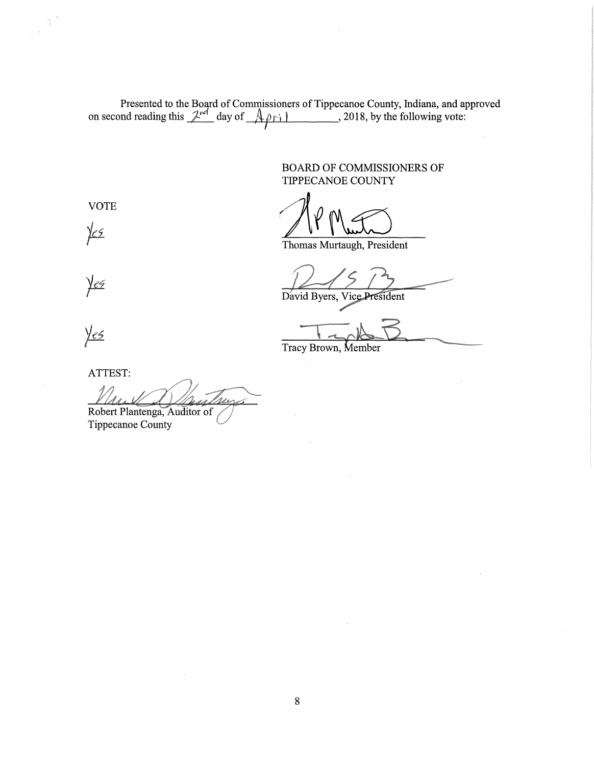Presented to the Board of Commissioners of Tippecanoe County, Indiana, and approved on second reading this 2nd day of April, 2018, by the following vote:

BOARD OF COMMISSIONERS OF TIPPECANOE COUNTY

VOTE

Yes

Thomas Murtaugh, President

Yes

David Byers, Vice President

Yes

Tracy Brown, Member

ATTEST:

Robert Plantenga, Auditor of Tippecanoe County